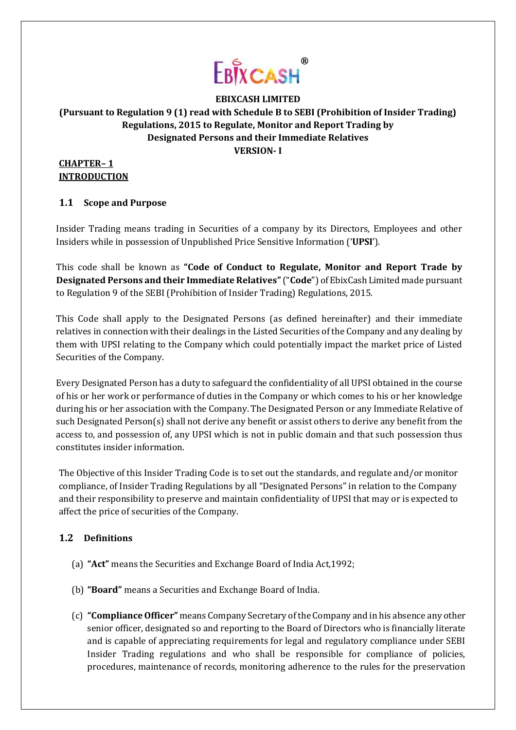**EBIXCASH LIMITED**

**(Pursuant to Regulation 9 (1) read with Schedule B to SEBI (Prohibition of Insider Trading) Regulations, 2015 to Regulate, Monitor and Report Trading by Designated Persons and their Immediate Relatives**

**VERSION- I**

## CHAPTER– 1
## INTRODUCTION

### 1.1 Scope and Purpose

Insider Trading means trading in Securities of a company by its Directors, Employees and other Insiders while in possession of Unpublished Price Sensitive Information ('**UPSI**').

This code shall be known as **"Code of Conduct to Regulate, Monitor and Report Trade by Designated Persons and their Immediate Relatives"** ("**Code**") of EbixCash Limited made pursuant to Regulation 9 of the SEBI (Prohibition of Insider Trading) Regulations, 2015.

This Code shall apply to the Designated Persons (as defined hereinafter) and their immediate relatives in connection with their dealings in the Listed Securities of the Company and any dealing by them with UPSI relating to the Company which could potentially impact the market price of Listed Securities of the Company.

Every Designated Person has a duty to safeguard the confidentiality of all UPSI obtained in the course of his or her work or performance of duties in the Company or which comes to his or her knowledge during his or her association with the Company. The Designated Person or any Immediate Relative of such Designated Person(s) shall not derive any benefit or assist others to derive any benefit from the access to, and possession of, any UPSI which is not in public domain and that such possession thus constitutes insider information.

The Objective of this Insider Trading Code is to set out the standards, and regulate and/or monitor compliance, of Insider Trading Regulations by all "Designated Persons" in relation to the Company and their responsibility to preserve and maintain confidentiality of UPSI that may or is expected to affect the price of securities of the Company.

### 1.2 Definitions

(a) **"Act"** means the Securities and Exchange Board of India Act,1992;

(b) **"Board"** means a Securities and Exchange Board of India.

(c) **"Compliance Officer"** means Company Secretary of the Company and in his absence any other senior officer, designated so and reporting to the Board of Directors who is financially literate and is capable of appreciating requirements for legal and regulatory compliance under SEBI Insider Trading regulations and who shall be responsible for compliance of policies, procedures, maintenance of records, monitoring adherence to the rules for the preservation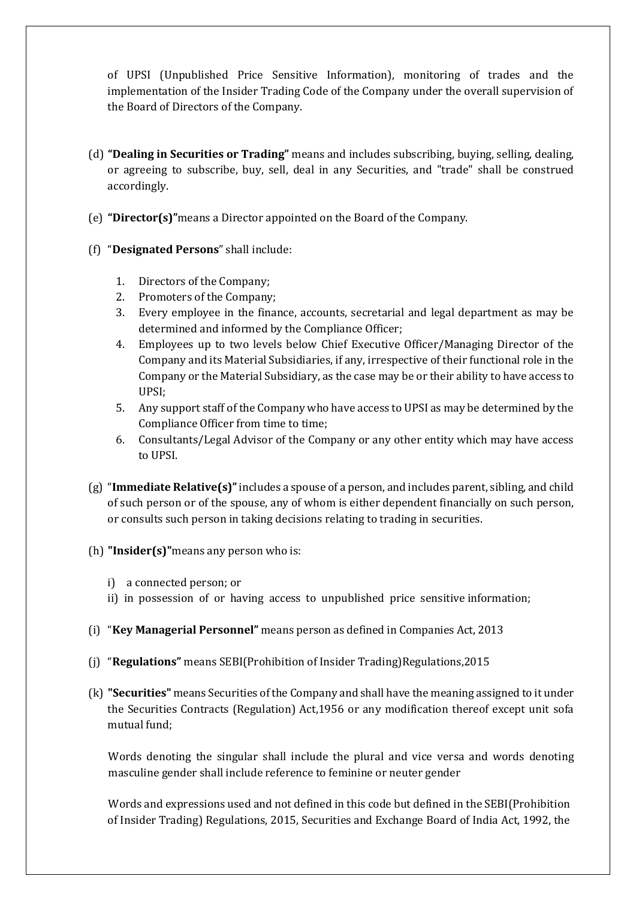of UPSI (Unpublished Price Sensitive Information), monitoring of trades and the implementation of the Insider Trading Code of the Company under the overall supervision of the Board of Directors of the Company.

(d) **"Dealing in Securities or Trading"** means and includes subscribing, buying, selling, dealing, or agreeing to subscribe, buy, sell, deal in any Securities, and "trade" shall be construed accordingly.

(e) **"Director(s)"**means a Director appointed on the Board of the Company.

(f) "**Designated Persons**" shall include:

1. Directors of the Company;
2. Promoters of the Company;
3. Every employee in the finance, accounts, secretarial and legal department as may be determined and informed by the Compliance Officer;
4. Employees up to two levels below Chief Executive Officer/Managing Director of the Company and its Material Subsidiaries, if any, irrespective of their functional role in the Company or the Material Subsidiary, as the case may be or their ability to have access to UPSI;
5. Any support staff of the Company who have access to UPSI as may be determined by the Compliance Officer from time to time;
6. Consultants/Legal Advisor of the Company or any other entity which may have access to UPSI.

(g) "**Immediate Relative(s)"** includes a spouse of a person, and includes parent, sibling, and child of such person or of the spouse, any of whom is either dependent financially on such person, or consults such person in taking decisions relating to trading in securities.

(h) **"Insider(s)"**means any person who is:

i) a connected person; or
ii) in possession of or having access to unpublished price sensitive information;

(i) "**Key Managerial Personnel"** means person as defined in Companies Act, 2013

(j) "**Regulations"** means SEBI(Prohibition of Insider Trading)Regulations,2015

(k) **"Securities"** means Securities of the Company and shall have the meaning assigned to it under the Securities Contracts (Regulation) Act,1956 or any modification thereof except unit sofa mutual fund;

Words denoting the singular shall include the plural and vice versa and words denoting masculine gender shall include reference to feminine or neuter gender

Words and expressions used and not defined in this code but defined in the SEBI(Prohibition of Insider Trading) Regulations, 2015, Securities and Exchange Board of India Act, 1992, the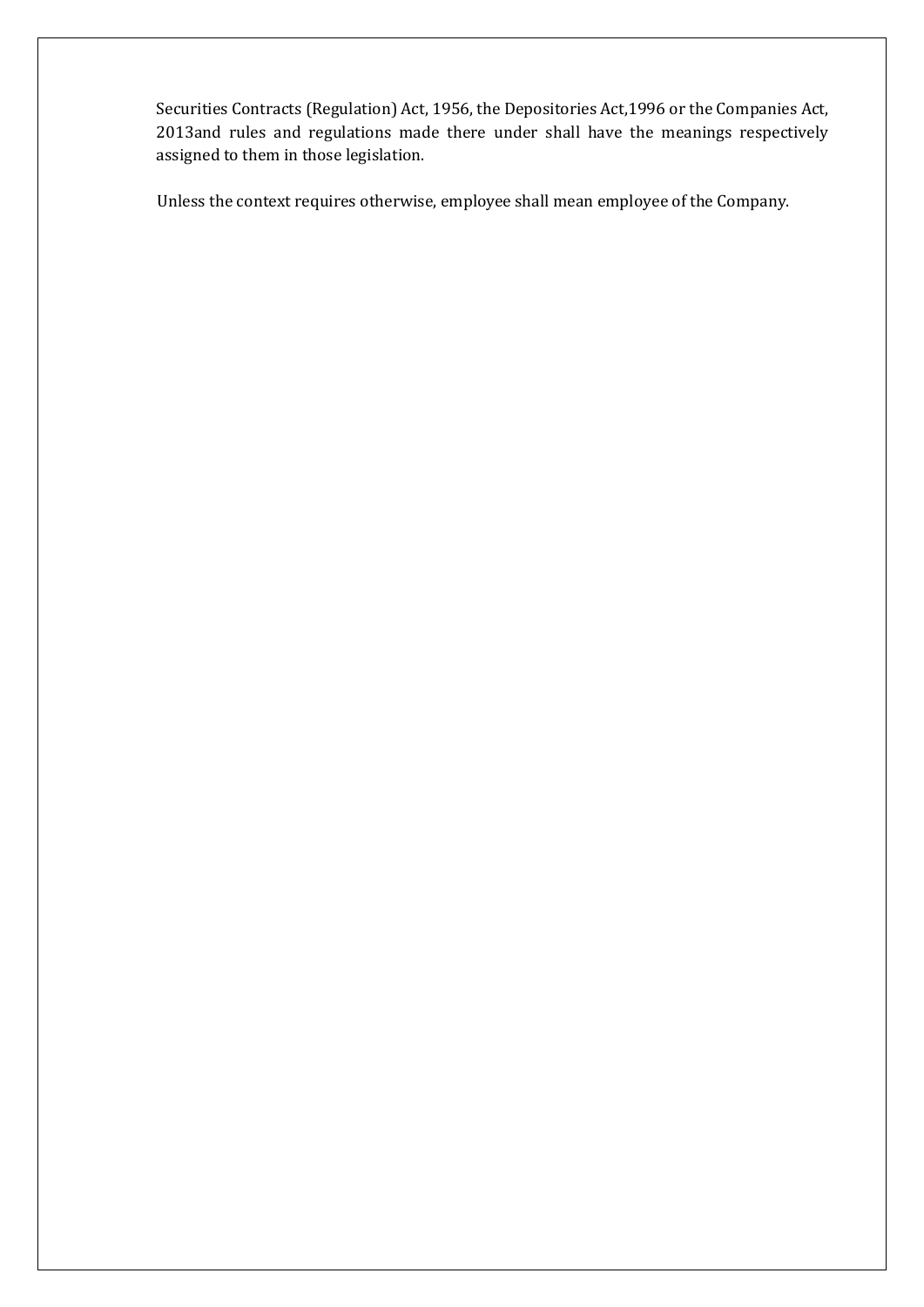Securities Contracts (Regulation) Act, 1956, the Depositories Act,1996 or the Companies Act, 2013and rules and regulations made there under shall have the meanings respectively assigned to them in those legislation.

Unless the context requires otherwise, employee shall mean employee of the Company.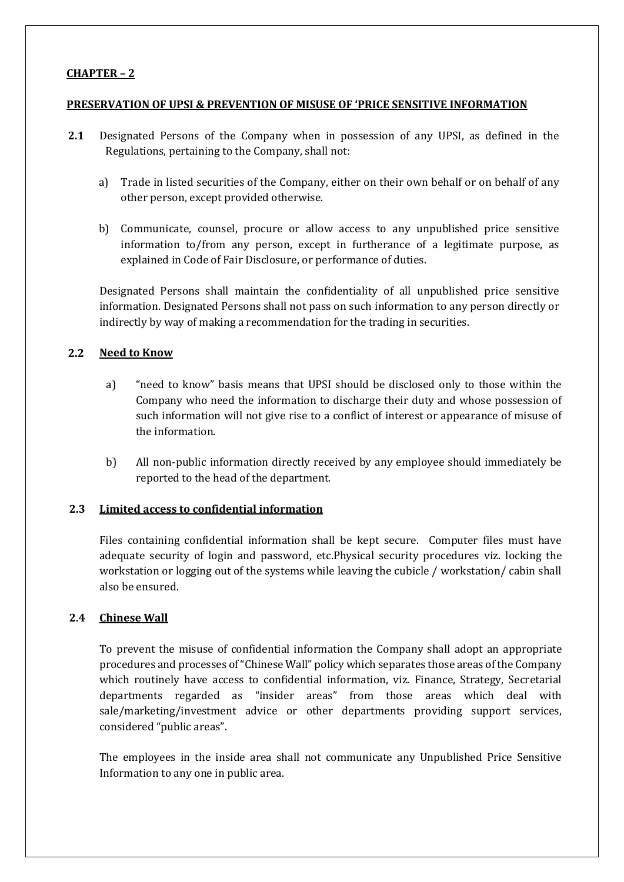## CHAPTER – 2

### PRESERVATION OF UPSI & PREVENTION OF MISUSE OF 'PRICE SENSITIVE INFORMATION

**2.1** Designated Persons of the Company when in possession of any UPSI, as defined in the Regulations, pertaining to the Company, shall not:

a) Trade in listed securities of the Company, either on their own behalf or on behalf of any other person, except provided otherwise.

b) Communicate, counsel, procure or allow access to any unpublished price sensitive information to/from any person, except in furtherance of a legitimate purpose, as explained in Code of Fair Disclosure, or performance of duties.

Designated Persons shall maintain the confidentiality of all unpublished price sensitive information. Designated Persons shall not pass on such information to any person directly or indirectly by way of making a recommendation for the trading in securities.

**2.2 Need to Know**

a) "need to know" basis means that UPSI should be disclosed only to those within the Company who need the information to discharge their duty and whose possession of such information will not give rise to a conflict of interest or appearance of misuse of the information.

b) All non-public information directly received by any employee should immediately be reported to the head of the department.

**2.3 Limited access to confidential information**

Files containing confidential information shall be kept secure. Computer files must have adequate security of login and password, etc.Physical security procedures viz. locking the workstation or logging out of the systems while leaving the cubicle / workstation/ cabin shall also be ensured.

**2.4 Chinese Wall**

To prevent the misuse of confidential information the Company shall adopt an appropriate procedures and processes of "Chinese Wall" policy which separates those areas of the Company which routinely have access to confidential information, viz. Finance, Strategy, Secretarial departments regarded as "insider areas" from those areas which deal with sale/marketing/investment advice or other departments providing support services, considered "public areas".

The employees in the inside area shall not communicate any Unpublished Price Sensitive Information to any one in public area.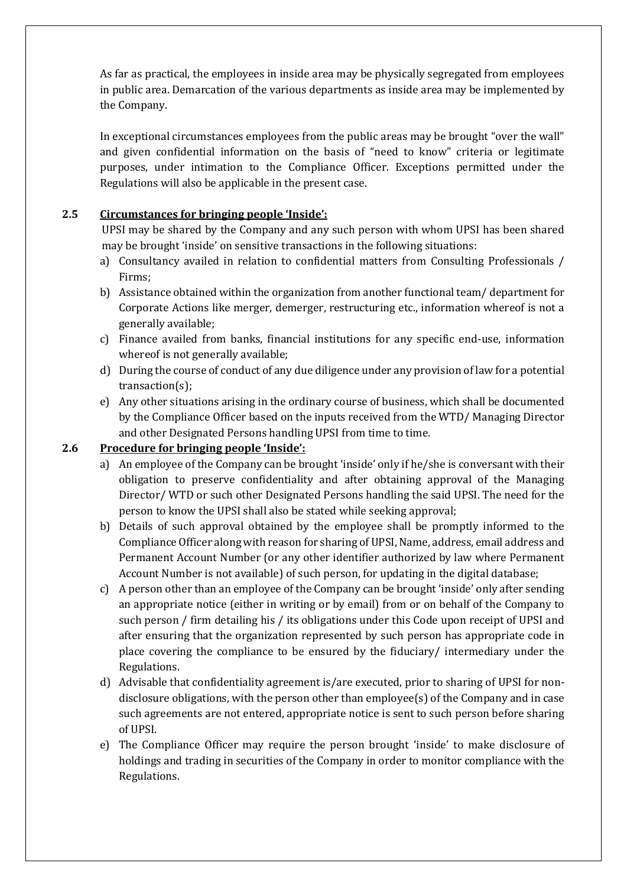As far as practical, the employees in inside area may be physically segregated from employees in public area. Demarcation of the various departments as inside area may be implemented by the Company.

In exceptional circumstances employees from the public areas may be brought "over the wall" and given confidential information on the basis of "need to know" criteria or legitimate purposes, under intimation to the Compliance Officer. Exceptions permitted under the Regulations will also be applicable in the present case.

### 2.5 Circumstances for bringing people 'Inside':

UPSI may be shared by the Company and any such person with whom UPSI has been shared may be brought 'inside' on sensitive transactions in the following situations:

a) Consultancy availed in relation to confidential matters from Consulting Professionals / Firms;
b) Assistance obtained within the organization from another functional team/ department for Corporate Actions like merger, demerger, restructuring etc., information whereof is not a generally available;
c) Finance availed from banks, financial institutions for any specific end-use, information whereof is not generally available;
d) During the course of conduct of any due diligence under any provision of law for a potential transaction(s);
e) Any other situations arising in the ordinary course of business, which shall be documented by the Compliance Officer based on the inputs received from the WTD/ Managing Director and other Designated Persons handling UPSI from time to time.

### 2.6 Procedure for bringing people 'Inside':

a) An employee of the Company can be brought 'inside' only if he/she is conversant with their obligation to preserve confidentiality and after obtaining approval of the Managing Director/ WTD or such other Designated Persons handling the said UPSI. The need for the person to know the UPSI shall also be stated while seeking approval;
b) Details of such approval obtained by the employee shall be promptly informed to the Compliance Officer along with reason for sharing of UPSI, Name, address, email address and Permanent Account Number (or any other identifier authorized by law where Permanent Account Number is not available) of such person, for updating in the digital database;
c) A person other than an employee of the Company can be brought 'inside' only after sending an appropriate notice (either in writing or by email) from or on behalf of the Company to such person / firm detailing his / its obligations under this Code upon receipt of UPSI and after ensuring that the organization represented by such person has appropriate code in place covering the compliance to be ensured by the fiduciary/ intermediary under the Regulations.
d) Advisable that confidentiality agreement is/are executed, prior to sharing of UPSI for non-disclosure obligations, with the person other than employee(s) of the Company and in case such agreements are not entered, appropriate notice is sent to such person before sharing of UPSI.
e) The Compliance Officer may require the person brought 'inside' to make disclosure of holdings and trading in securities of the Company in order to monitor compliance with the Regulations.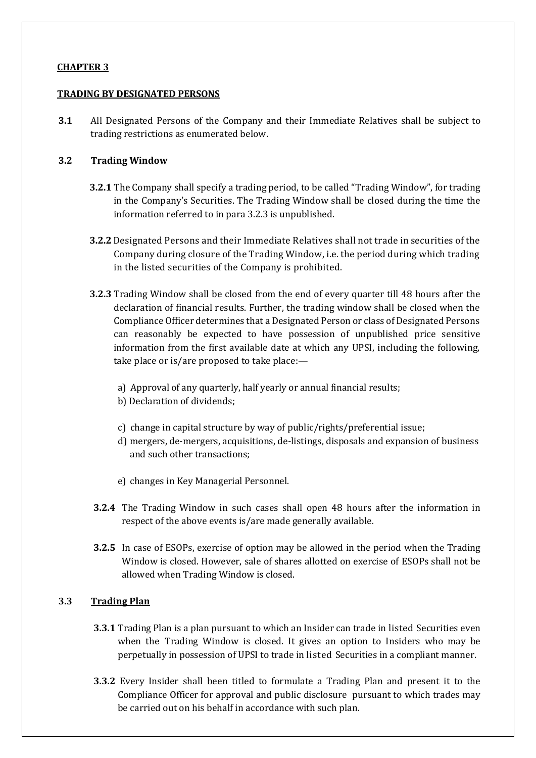**CHAPTER 3**

**TRADING BY DESIGNATED PERSONS**

**3.1** All Designated Persons of the Company and their Immediate Relatives shall be subject to trading restrictions as enumerated below.

**3.2 Trading Window**

**3.2.1** The Company shall specify a trading period, to be called "Trading Window", for trading in the Company's Securities. The Trading Window shall be closed during the time the information referred to in para 3.2.3 is unpublished.

**3.2.2** Designated Persons and their Immediate Relatives shall not trade in securities of the Company during closure of the Trading Window, i.e. the period during which trading in the listed securities of the Company is prohibited.

**3.2.3** Trading Window shall be closed from the end of every quarter till 48 hours after the declaration of financial results. Further, the trading window shall be closed when the Compliance Officer determines that a Designated Person or class of Designated Persons can reasonably be expected to have possession of unpublished price sensitive information from the first available date at which any UPSI, including the following, take place or is/are proposed to take place:—

a) Approval of any quarterly, half yearly or annual financial results;
b) Declaration of dividends;
c) change in capital structure by way of public/rights/preferential issue;
d) mergers, de-mergers, acquisitions, de-listings, disposals and expansion of business and such other transactions;
e) changes in Key Managerial Personnel.

**3.2.4** The Trading Window in such cases shall open 48 hours after the information in respect of the above events is/are made generally available.

**3.2.5** In case of ESOPs, exercise of option may be allowed in the period when the Trading Window is closed. However, sale of shares allotted on exercise of ESOPs shall not be allowed when Trading Window is closed.

**3.3 Trading Plan**

**3.3.1** Trading Plan is a plan pursuant to which an Insider can trade in listed Securities even when the Trading Window is closed. It gives an option to Insiders who may be perpetually in possession of UPSI to trade in listed Securities in a compliant manner.

**3.3.2** Every Insider shall been titled to formulate a Trading Plan and present it to the Compliance Officer for approval and public disclosure pursuant to which trades may be carried out on his behalf in accordance with such plan.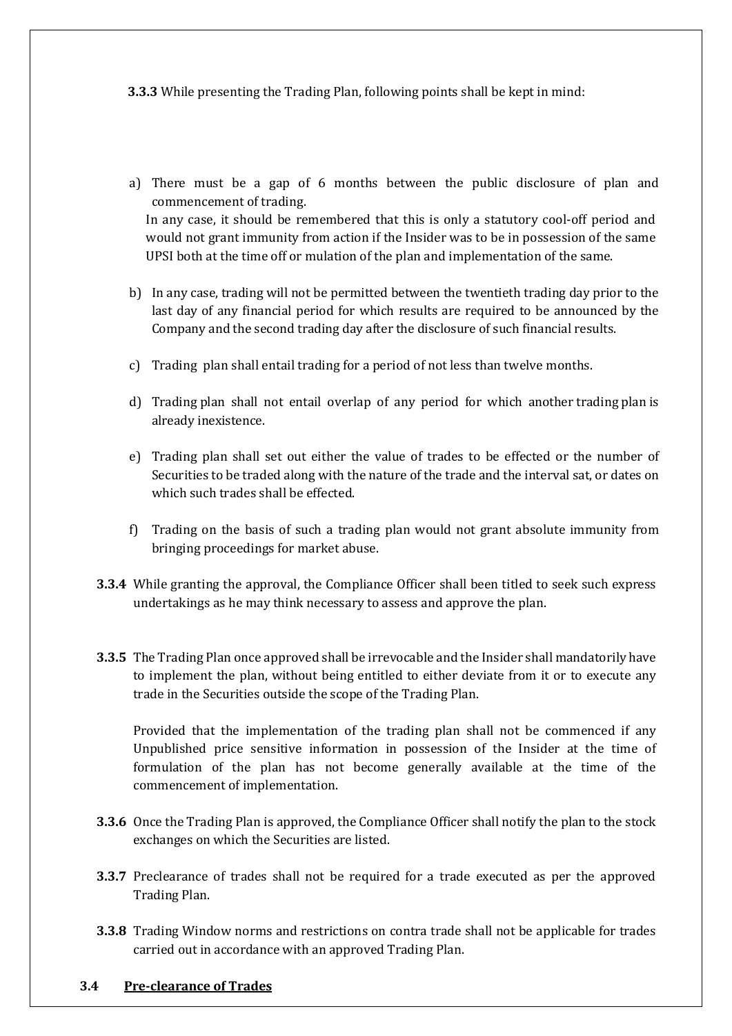**3.3.3** While presenting the Trading Plan, following points shall be kept in mind:

a) There must be a gap of 6 months between the public disclosure of plan and commencement of trading.
In any case, it should be remembered that this is only a statutory cool-off period and would not grant immunity from action if the Insider was to be in possession of the same UPSI both at the time off or mulation of the plan and implementation of the same.

b) In any case, trading will not be permitted between the twentieth trading day prior to the last day of any financial period for which results are required to be announced by the Company and the second trading day after the disclosure of such financial results.

c) Trading plan shall entail trading for a period of not less than twelve months.

d) Trading plan shall not entail overlap of any period for which another trading plan is already inexistence.

e) Trading plan shall set out either the value of trades to be effected or the number of Securities to be traded along with the nature of the trade and the interval sat, or dates on which such trades shall be effected.

f) Trading on the basis of such a trading plan would not grant absolute immunity from bringing proceedings for market abuse.

**3.3.4** While granting the approval, the Compliance Officer shall been titled to seek such express undertakings as he may think necessary to assess and approve the plan.

**3.3.5** The Trading Plan once approved shall be irrevocable and the Insider shall mandatorily have to implement the plan, without being entitled to either deviate from it or to execute any trade in the Securities outside the scope of the Trading Plan.

Provided that the implementation of the trading plan shall not be commenced if any Unpublished price sensitive information in possession of the Insider at the time of formulation of the plan has not become generally available at the time of the commencement of implementation.

**3.3.6** Once the Trading Plan is approved, the Compliance Officer shall notify the plan to the stock exchanges on which the Securities are listed.

**3.3.7** Preclearance of trades shall not be required for a trade executed as per the approved Trading Plan.

**3.3.8** Trading Window norms and restrictions on contra trade shall not be applicable for trades carried out in accordance with an approved Trading Plan.

### 3.4 Pre-clearance of Trades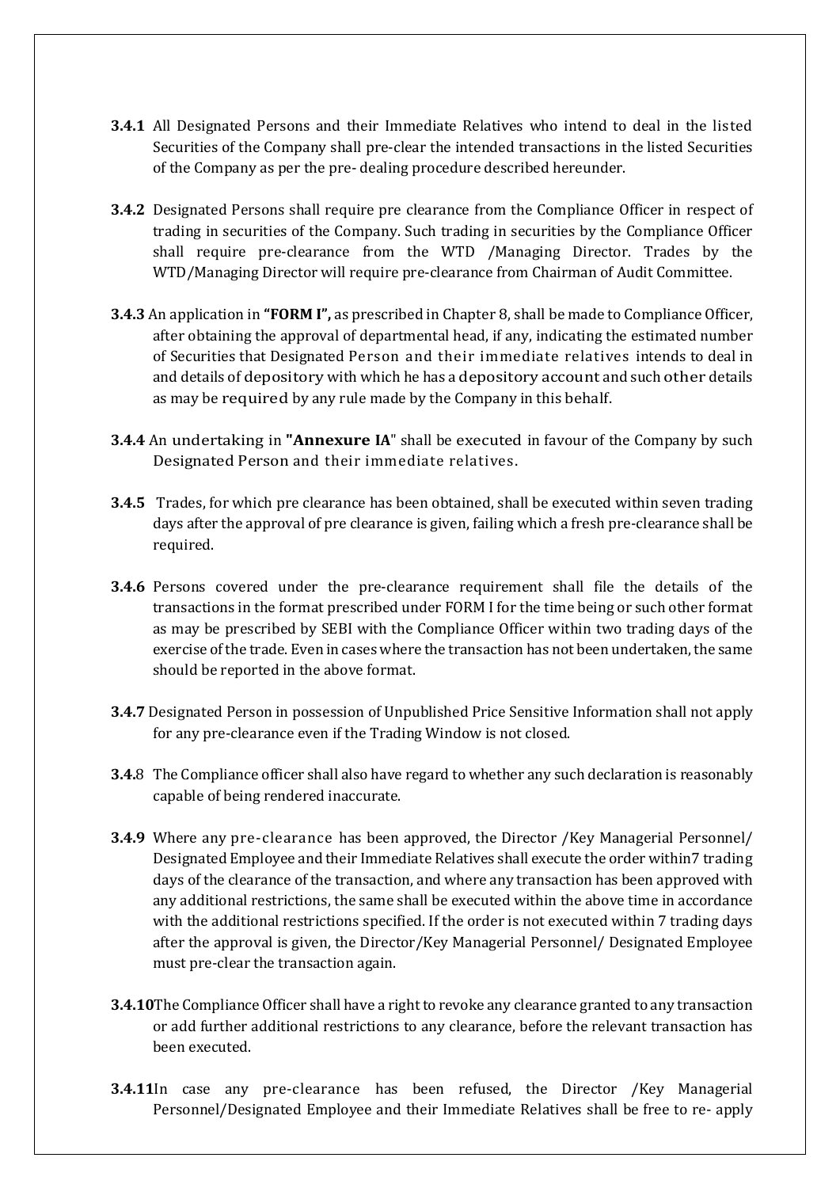**3.4.1** All Designated Persons and their Immediate Relatives who intend to deal in the listed Securities of the Company shall pre-clear the intended transactions in the listed Securities of the Company as per the pre- dealing procedure described hereunder.

**3.4.2** Designated Persons shall require pre clearance from the Compliance Officer in respect of trading in securities of the Company. Such trading in securities by the Compliance Officer shall require pre-clearance from the WTD /Managing Director. Trades by the WTD/Managing Director will require pre-clearance from Chairman of Audit Committee.

**3.4.3** An application in **"FORM I",** as prescribed in Chapter 8, shall be made to Compliance Officer, after obtaining the approval of departmental head, if any, indicating the estimated number of Securities that Designated Person and their immediate relatives intends to deal in and details of depository with which he has a depository account and such other details as may be required by any rule made by the Company in this behalf.

**3.4.4** An undertaking in **"Annexure IA"** shall be executed in favour of the Company by such Designated Person and their immediate relatives.

**3.4.5** Trades, for which pre clearance has been obtained, shall be executed within seven trading days after the approval of pre clearance is given, failing which a fresh pre-clearance shall be required.

**3.4.6** Persons covered under the pre-clearance requirement shall file the details of the transactions in the format prescribed under FORM I for the time being or such other format as may be prescribed by SEBI with the Compliance Officer within two trading days of the exercise of the trade. Even in cases where the transaction has not been undertaken, the same should be reported in the above format.

**3.4.7** Designated Person in possession of Unpublished Price Sensitive Information shall not apply for any pre-clearance even if the Trading Window is not closed.

**3.4.**8 The Compliance officer shall also have regard to whether any such declaration is reasonably capable of being rendered inaccurate.

**3.4.9** Where any pre-clearance has been approved, the Director /Key Managerial Personnel/ Designated Employee and their Immediate Relatives shall execute the order within7 trading days of the clearance of the transaction, and where any transaction has been approved with any additional restrictions, the same shall be executed within the above time in accordance with the additional restrictions specified. If the order is not executed within 7 trading days after the approval is given, the Director/Key Managerial Personnel/ Designated Employee must pre-clear the transaction again.

**3.4.10**The Compliance Officer shall have a right to revoke any clearance granted to any transaction or add further additional restrictions to any clearance, before the relevant transaction has been executed.

**3.4.11**In case any pre-clearance has been refused, the Director /Key Managerial Personnel/Designated Employee and their Immediate Relatives shall be free to re- apply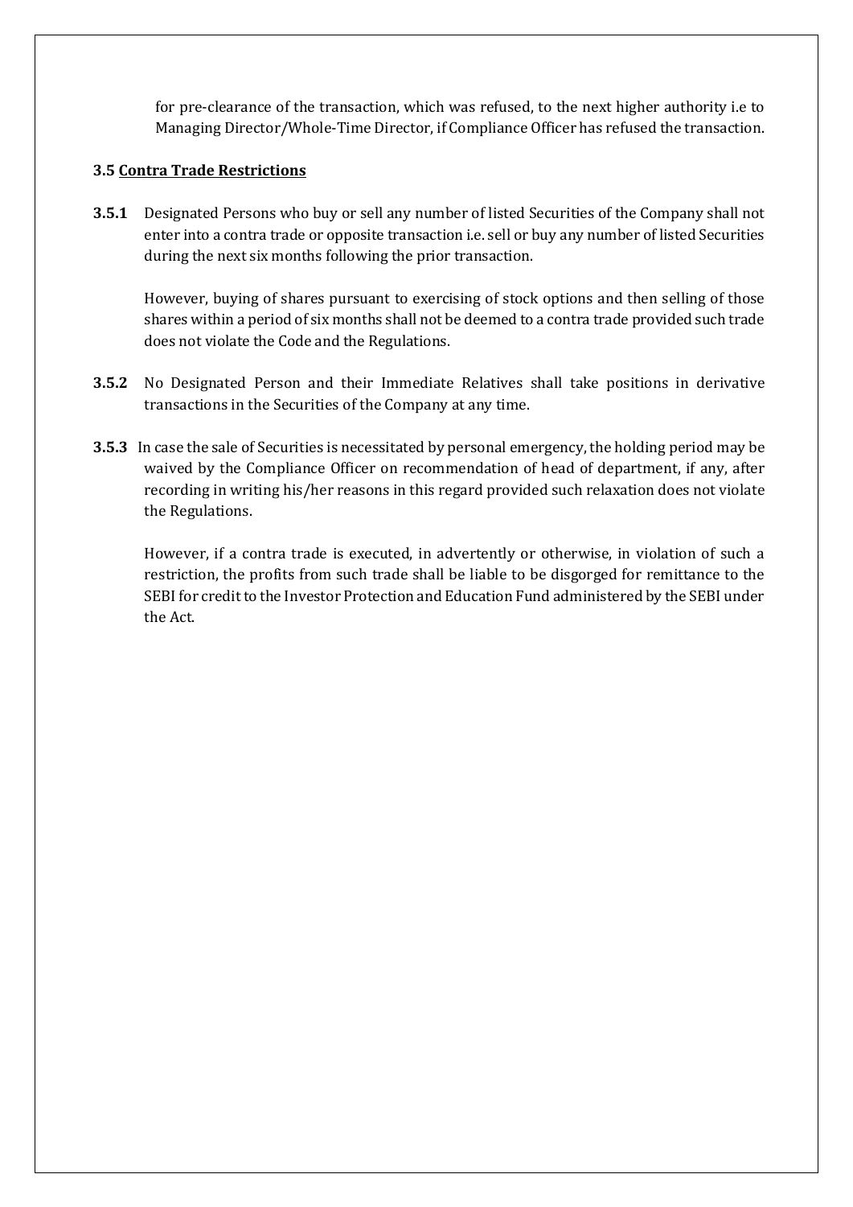for pre-clearance of the transaction, which was refused, to the next higher authority i.e to Managing Director/Whole-Time Director, if Compliance Officer has refused the transaction.

### 3.5 <u>Contra Trade Restrictions</u>

**3.5.1** Designated Persons who buy or sell any number of listed Securities of the Company shall not enter into a contra trade or opposite transaction i.e. sell or buy any number of listed Securities during the next six months following the prior transaction.

However, buying of shares pursuant to exercising of stock options and then selling of those shares within a period of six months shall not be deemed to a contra trade provided such trade does not violate the Code and the Regulations.

**3.5.2** No Designated Person and their Immediate Relatives shall take positions in derivative transactions in the Securities of the Company at any time.

**3.5.3** In case the sale of Securities is necessitated by personal emergency, the holding period may be waived by the Compliance Officer on recommendation of head of department, if any, after recording in writing his/her reasons in this regard provided such relaxation does not violate the Regulations.

However, if a contra trade is executed, in advertently or otherwise, in violation of such a restriction, the profits from such trade shall be liable to be disgorged for remittance to the SEBI for credit to the Investor Protection and Education Fund administered by the SEBI under the Act.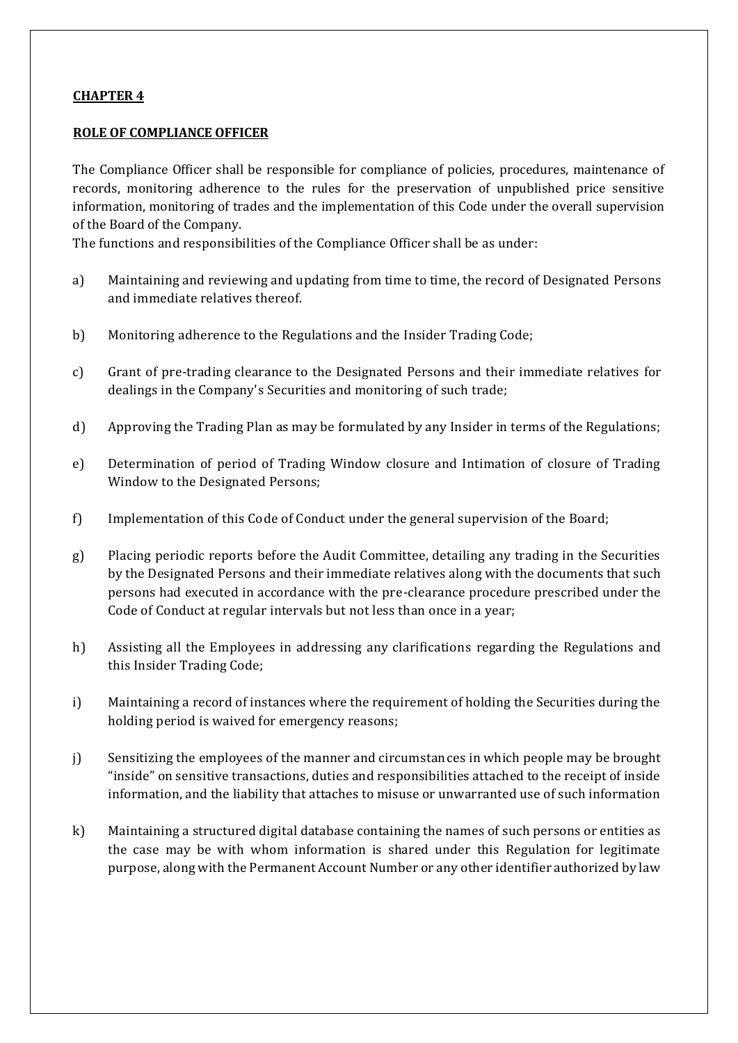**CHAPTER 4**

**ROLE OF COMPLIANCE OFFICER**

The Compliance Officer shall be responsible for compliance of policies, procedures, maintenance of records, monitoring adherence to the rules for the preservation of unpublished price sensitive information, monitoring of trades and the implementation of this Code under the overall supervision of the Board of the Company.

The functions and responsibilities of the Compliance Officer shall be as under:

a) Maintaining and reviewing and updating from time to time, the record of Designated Persons and immediate relatives thereof.

b) Monitoring adherence to the Regulations and the Insider Trading Code;

c) Grant of pre-trading clearance to the Designated Persons and their immediate relatives for dealings in the Company's Securities and monitoring of such trade;

d) Approving the Trading Plan as may be formulated by any Insider in terms of the Regulations;

e) Determination of period of Trading Window closure and Intimation of closure of Trading Window to the Designated Persons;

f) Implementation of this Code of Conduct under the general supervision of the Board;

g) Placing periodic reports before the Audit Committee, detailing any trading in the Securities by the Designated Persons and their immediate relatives along with the documents that such persons had executed in accordance with the pre-clearance procedure prescribed under the Code of Conduct at regular intervals but not less than once in a year;

h) Assisting all the Employees in addressing any clarifications regarding the Regulations and this Insider Trading Code;

i) Maintaining a record of instances where the requirement of holding the Securities during the holding period is waived for emergency reasons;

j) Sensitizing the employees of the manner and circumstances in which people may be brought "inside" on sensitive transactions, duties and responsibilities attached to the receipt of inside information, and the liability that attaches to misuse or unwarranted use of such information

k) Maintaining a structured digital database containing the names of such persons or entities as the case may be with whom information is shared under this Regulation for legitimate purpose, along with the Permanent Account Number or any other identifier authorized by law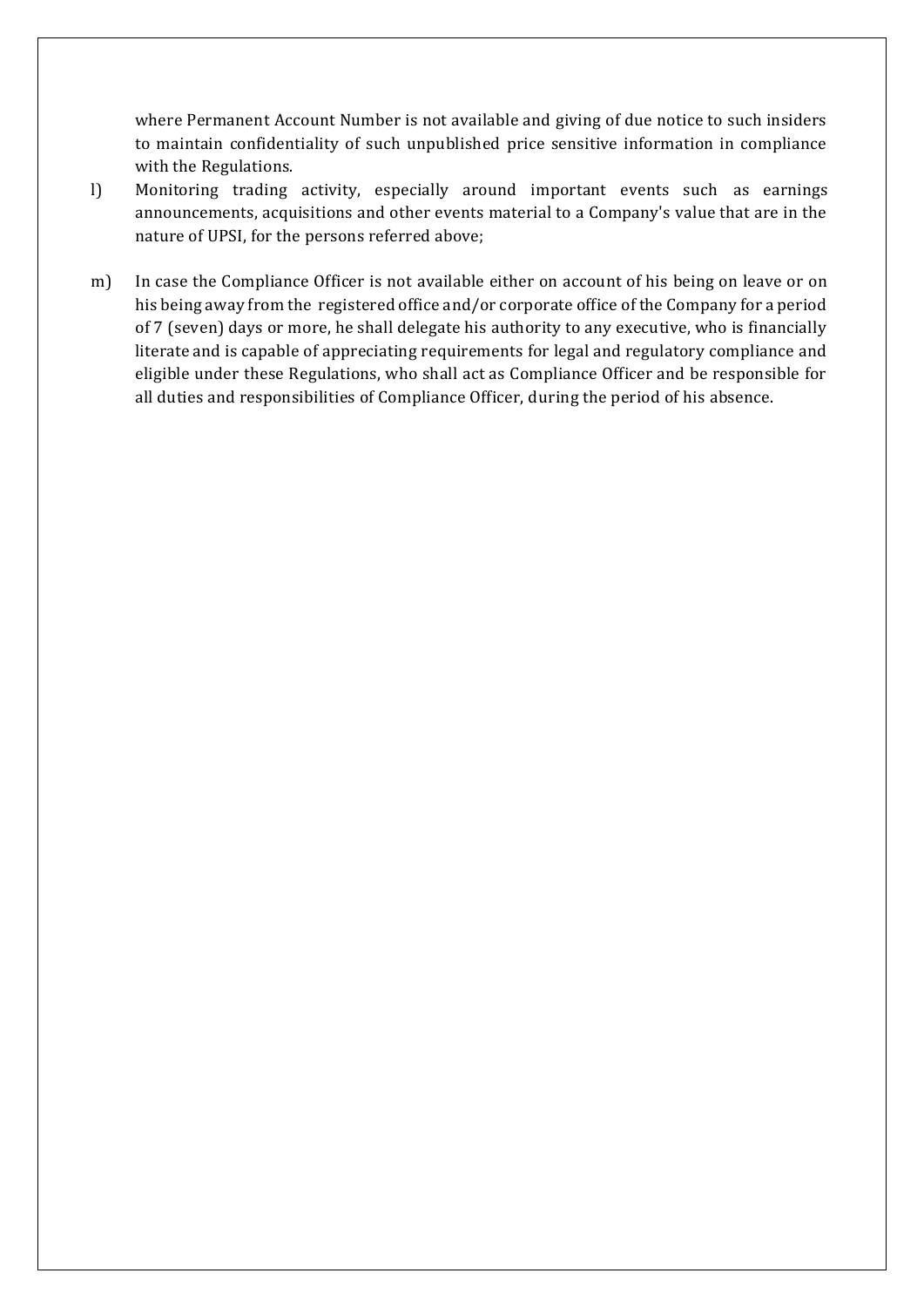where Permanent Account Number is not available and giving of due notice to such insiders to maintain confidentiality of such unpublished price sensitive information in compliance with the Regulations.

l) Monitoring trading activity, especially around important events such as earnings announcements, acquisitions and other events material to a Company's value that are in the nature of UPSI, for the persons referred above;

m) In case the Compliance Officer is not available either on account of his being on leave or on his being away from the registered office and/or corporate office of the Company for a period of 7 (seven) days or more, he shall delegate his authority to any executive, who is financially literate and is capable of appreciating requirements for legal and regulatory compliance and eligible under these Regulations, who shall act as Compliance Officer and be responsible for all duties and responsibilities of Compliance Officer, during the period of his absence.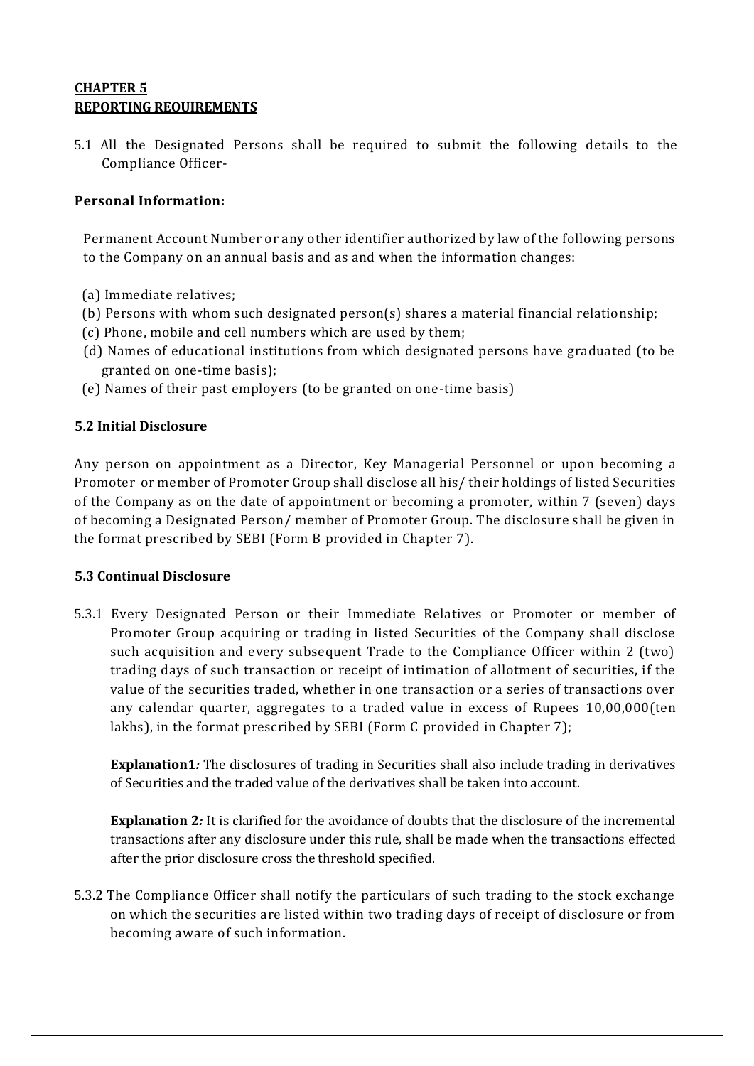**CHAPTER 5**
**REPORTING REQUIREMENTS**

5.1 All the Designated Persons shall be required to submit the following details to the Compliance Officer-

**Personal Information:**

Permanent Account Number or any other identifier authorized by law of the following persons to the Company on an annual basis and as and when the information changes:

(a) Immediate relatives;
(b) Persons with whom such designated person(s) shares a material financial relationship;
(c) Phone, mobile and cell numbers which are used by them;
(d) Names of educational institutions from which designated persons have graduated (to be granted on one-time basis);
(e) Names of their past employers (to be granted on one-time basis)

**5.2 Initial Disclosure**

Any person on appointment as a Director, Key Managerial Personnel or upon becoming a Promoter or member of Promoter Group shall disclose all his/ their holdings of listed Securities of the Company as on the date of appointment or becoming a promoter, within 7 (seven) days of becoming a Designated Person/ member of Promoter Group. The disclosure shall be given in the format prescribed by SEBI (Form B provided in Chapter 7).

**5.3 Continual Disclosure**

5.3.1 Every Designated Person or their Immediate Relatives or Promoter or member of Promoter Group acquiring or trading in listed Securities of the Company shall disclose such acquisition and every subsequent Trade to the Compliance Officer within 2 (two) trading days of such transaction or receipt of intimation of allotment of securities, if the value of the securities traded, whether in one transaction or a series of transactions over any calendar quarter, aggregates to a traded value in excess of Rupees 10,00,000(ten lakhs), in the format prescribed by SEBI (Form C provided in Chapter 7);

**Explanation1*:*** The disclosures of trading in Securities shall also include trading in derivatives of Securities and the traded value of the derivatives shall be taken into account.

**Explanation 2*:*** It is clarified for the avoidance of doubts that the disclosure of the incremental transactions after any disclosure under this rule, shall be made when the transactions effected after the prior disclosure cross the threshold specified.

5.3.2 The Compliance Officer shall notify the particulars of such trading to the stock exchange on which the securities are listed within two trading days of receipt of disclosure or from becoming aware of such information.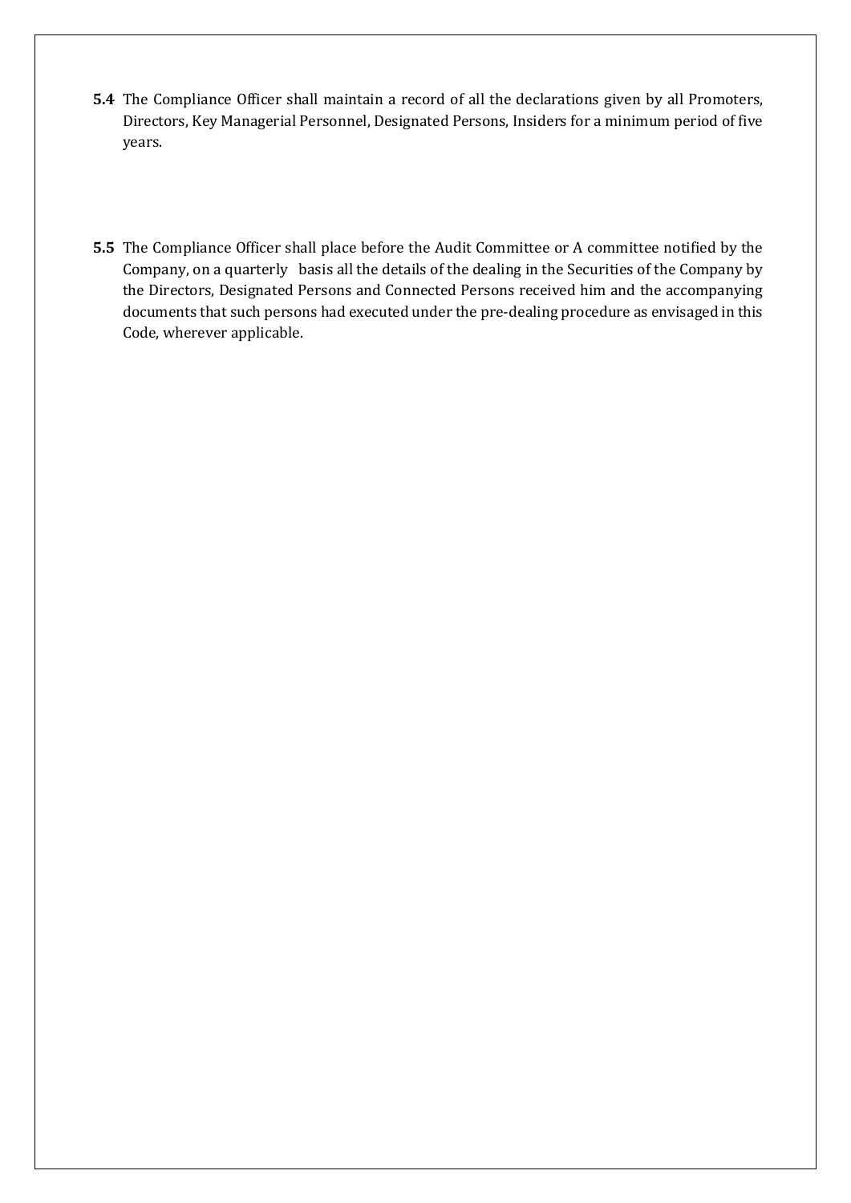**5.4** The Compliance Officer shall maintain a record of all the declarations given by all Promoters, Directors, Key Managerial Personnel, Designated Persons, Insiders for a minimum period of five years.

**5.5** The Compliance Officer shall place before the Audit Committee or A committee notified by the Company, on a quarterly basis all the details of the dealing in the Securities of the Company by the Directors, Designated Persons and Connected Persons received him and the accompanying documents that such persons had executed under the pre-dealing procedure as envisaged in this Code, wherever applicable.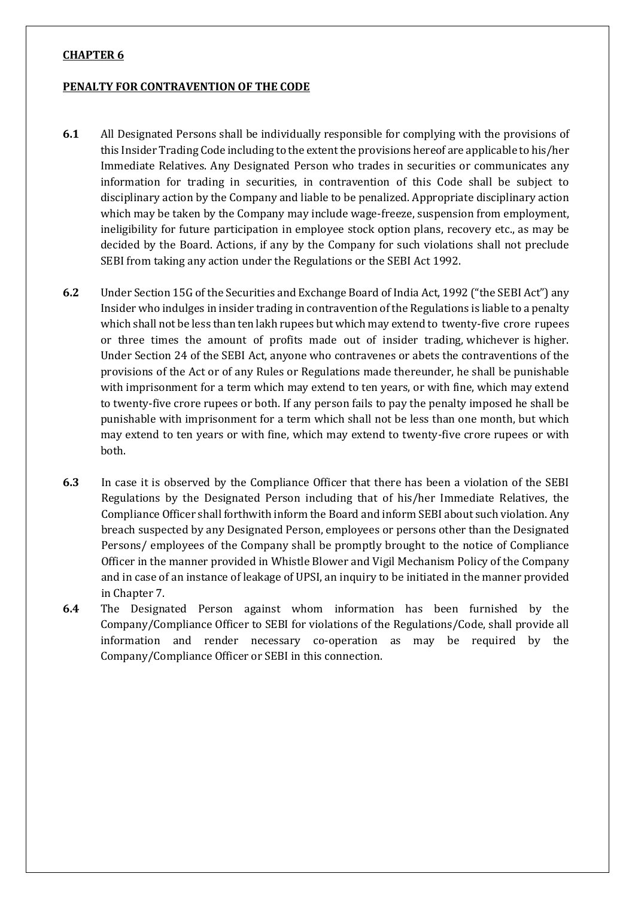**CHAPTER 6**

**PENALTY FOR CONTRAVENTION OF THE CODE**

**6.1** All Designated Persons shall be individually responsible for complying with the provisions of this Insider Trading Code including to the extent the provisions hereof are applicable to his/her Immediate Relatives. Any Designated Person who trades in securities or communicates any information for trading in securities, in contravention of this Code shall be subject to disciplinary action by the Company and liable to be penalized. Appropriate disciplinary action which may be taken by the Company may include wage-freeze, suspension from employment, ineligibility for future participation in employee stock option plans, recovery etc., as may be decided by the Board. Actions, if any by the Company for such violations shall not preclude SEBI from taking any action under the Regulations or the SEBI Act 1992.

**6.2** Under Section 15G of the Securities and Exchange Board of India Act, 1992 ("the SEBI Act") any Insider who indulges in insider trading in contravention of the Regulations is liable to a penalty which shall not be less than ten lakh rupees but which may extend to twenty-five crore rupees or three times the amount of profits made out of insider trading, whichever is higher. Under Section 24 of the SEBI Act, anyone who contravenes or abets the contraventions of the provisions of the Act or of any Rules or Regulations made thereunder, he shall be punishable with imprisonment for a term which may extend to ten years, or with fine, which may extend to twenty-five crore rupees or both. If any person fails to pay the penalty imposed he shall be punishable with imprisonment for a term which shall not be less than one month, but which may extend to ten years or with fine, which may extend to twenty-five crore rupees or with both.

**6.3** In case it is observed by the Compliance Officer that there has been a violation of the SEBI Regulations by the Designated Person including that of his/her Immediate Relatives, the Compliance Officer shall forthwith inform the Board and inform SEBI about such violation. Any breach suspected by any Designated Person, employees or persons other than the Designated Persons/ employees of the Company shall be promptly brought to the notice of Compliance Officer in the manner provided in Whistle Blower and Vigil Mechanism Policy of the Company and in case of an instance of leakage of UPSI, an inquiry to be initiated in the manner provided in Chapter 7.

**6.4** The Designated Person against whom information has been furnished by the Company/Compliance Officer to SEBI for violations of the Regulations/Code, shall provide all information and render necessary co-operation as may be required by the Company/Compliance Officer or SEBI in this connection.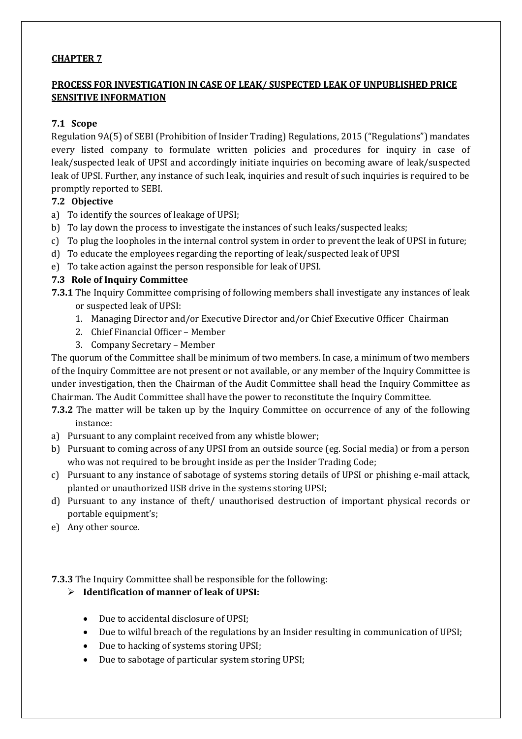**CHAPTER 7**

**PROCESS FOR INVESTIGATION IN CASE OF LEAK/ SUSPECTED LEAK OF UNPUBLISHED PRICE SENSITIVE INFORMATION**

### 7.1 Scope

Regulation 9A(5) of SEBI (Prohibition of Insider Trading) Regulations, 2015 ("Regulations") mandates every listed company to formulate written policies and procedures for inquiry in case of leak/suspected leak of UPSI and accordingly initiate inquiries on becoming aware of leak/suspected leak of UPSI. Further, any instance of such leak, inquiries and result of such inquiries is required to be promptly reported to SEBI.

### 7.2 Objective

a) To identify the sources of leakage of UPSI;
b) To lay down the process to investigate the instances of such leaks/suspected leaks;
c) To plug the loopholes in the internal control system in order to prevent the leak of UPSI in future;
d) To educate the employees regarding the reporting of leak/suspected leak of UPSI
e) To take action against the person responsible for leak of UPSI.

### 7.3 Role of Inquiry Committee

**7.3.1** The Inquiry Committee comprising of following members shall investigate any instances of leak or suspected leak of UPSI:

1. Managing Director and/or Executive Director and/or Chief Executive Officer Chairman
2. Chief Financial Officer – Member
3. Company Secretary – Member

The quorum of the Committee shall be minimum of two members. In case, a minimum of two members of the Inquiry Committee are not present or not available, or any member of the Inquiry Committee is under investigation, then the Chairman of the Audit Committee shall head the Inquiry Committee as Chairman. The Audit Committee shall have the power to reconstitute the Inquiry Committee.

**7.3.2** The matter will be taken up by the Inquiry Committee on occurrence of any of the following instance:

a) Pursuant to any complaint received from any whistle blower;
b) Pursuant to coming across of any UPSI from an outside source (eg. Social media) or from a person who was not required to be brought inside as per the Insider Trading Code;
c) Pursuant to any instance of sabotage of systems storing details of UPSI or phishing e-mail attack, planted or unauthorized USB drive in the systems storing UPSI;
d) Pursuant to any instance of theft/ unauthorised destruction of important physical records or portable equipment's;
e) Any other source.

**7.3.3** The Inquiry Committee shall be responsible for the following:

- **Identification of manner of leak of UPSI:**
  - Due to accidental disclosure of UPSI;
  - Due to wilful breach of the regulations by an Insider resulting in communication of UPSI;
  - Due to hacking of systems storing UPSI;
  - Due to sabotage of particular system storing UPSI;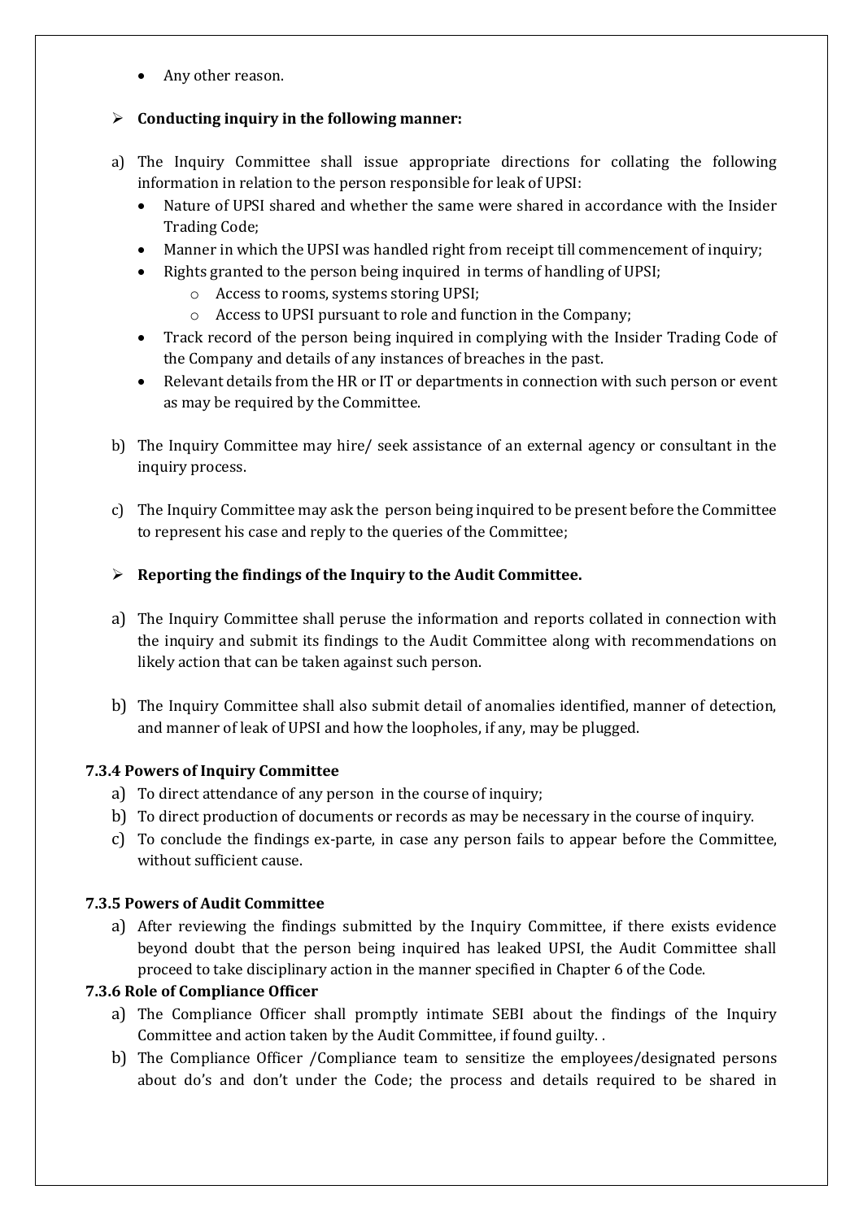- Any other reason.

- **Conducting inquiry in the following manner:**

a) The Inquiry Committee shall issue appropriate directions for collating the following information in relation to the person responsible for leak of UPSI:
   - Nature of UPSI shared and whether the same were shared in accordance with the Insider Trading Code;
   - Manner in which the UPSI was handled right from receipt till commencement of inquiry;
   - Rights granted to the person being inquired in terms of handling of UPSI;
     - Access to rooms, systems storing UPSI;
     - Access to UPSI pursuant to role and function in the Company;
   - Track record of the person being inquired in complying with the Insider Trading Code of the Company and details of any instances of breaches in the past.
   - Relevant details from the HR or IT or departments in connection with such person or event as may be required by the Committee.

b) The Inquiry Committee may hire/ seek assistance of an external agency or consultant in the inquiry process.

c) The Inquiry Committee may ask the person being inquired to be present before the Committee to represent his case and reply to the queries of the Committee;

- **Reporting the findings of the Inquiry to the Audit Committee.**

a) The Inquiry Committee shall peruse the information and reports collated in connection with the inquiry and submit its findings to the Audit Committee along with recommendations on likely action that can be taken against such person.

b) The Inquiry Committee shall also submit detail of anomalies identified, manner of detection, and manner of leak of UPSI and how the loopholes, if any, may be plugged.

**7.3.4 Powers of Inquiry Committee**

a) To direct attendance of any person in the course of inquiry;
b) To direct production of documents or records as may be necessary in the course of inquiry.
c) To conclude the findings ex-parte, in case any person fails to appear before the Committee, without sufficient cause.

**7.3.5 Powers of Audit Committee**

a) After reviewing the findings submitted by the Inquiry Committee, if there exists evidence beyond doubt that the person being inquired has leaked UPSI, the Audit Committee shall proceed to take disciplinary action in the manner specified in Chapter 6 of the Code.

**7.3.6 Role of Compliance Officer**

a) The Compliance Officer shall promptly intimate SEBI about the findings of the Inquiry Committee and action taken by the Audit Committee, if found guilty. .
b) The Compliance Officer /Compliance team to sensitize the employees/designated persons about do's and don't under the Code; the process and details required to be shared in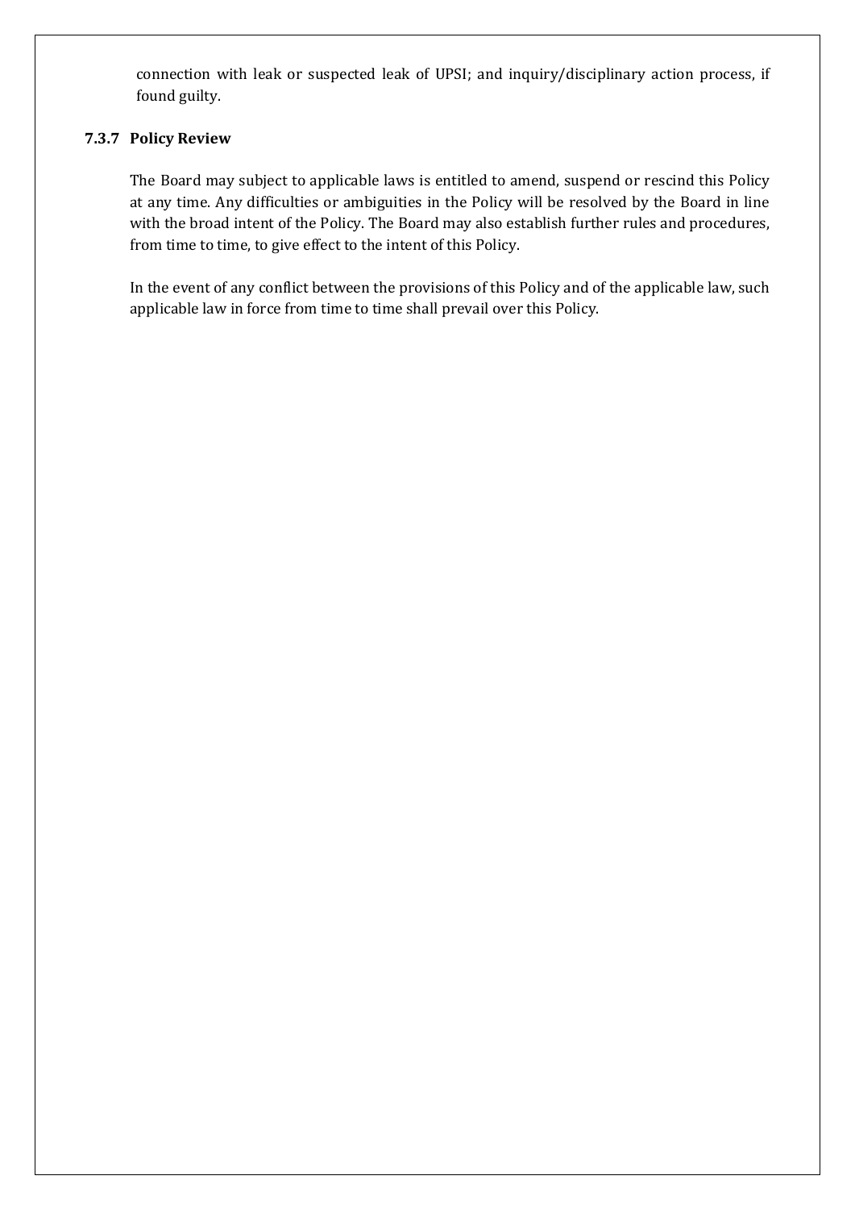connection with leak or suspected leak of UPSI; and inquiry/disciplinary action process, if found guilty.

### 7.3.7 Policy Review

The Board may subject to applicable laws is entitled to amend, suspend or rescind this Policy at any time. Any difficulties or ambiguities in the Policy will be resolved by the Board in line with the broad intent of the Policy. The Board may also establish further rules and procedures, from time to time, to give effect to the intent of this Policy.

In the event of any conflict between the provisions of this Policy and of the applicable law, such applicable law in force from time to time shall prevail over this Policy.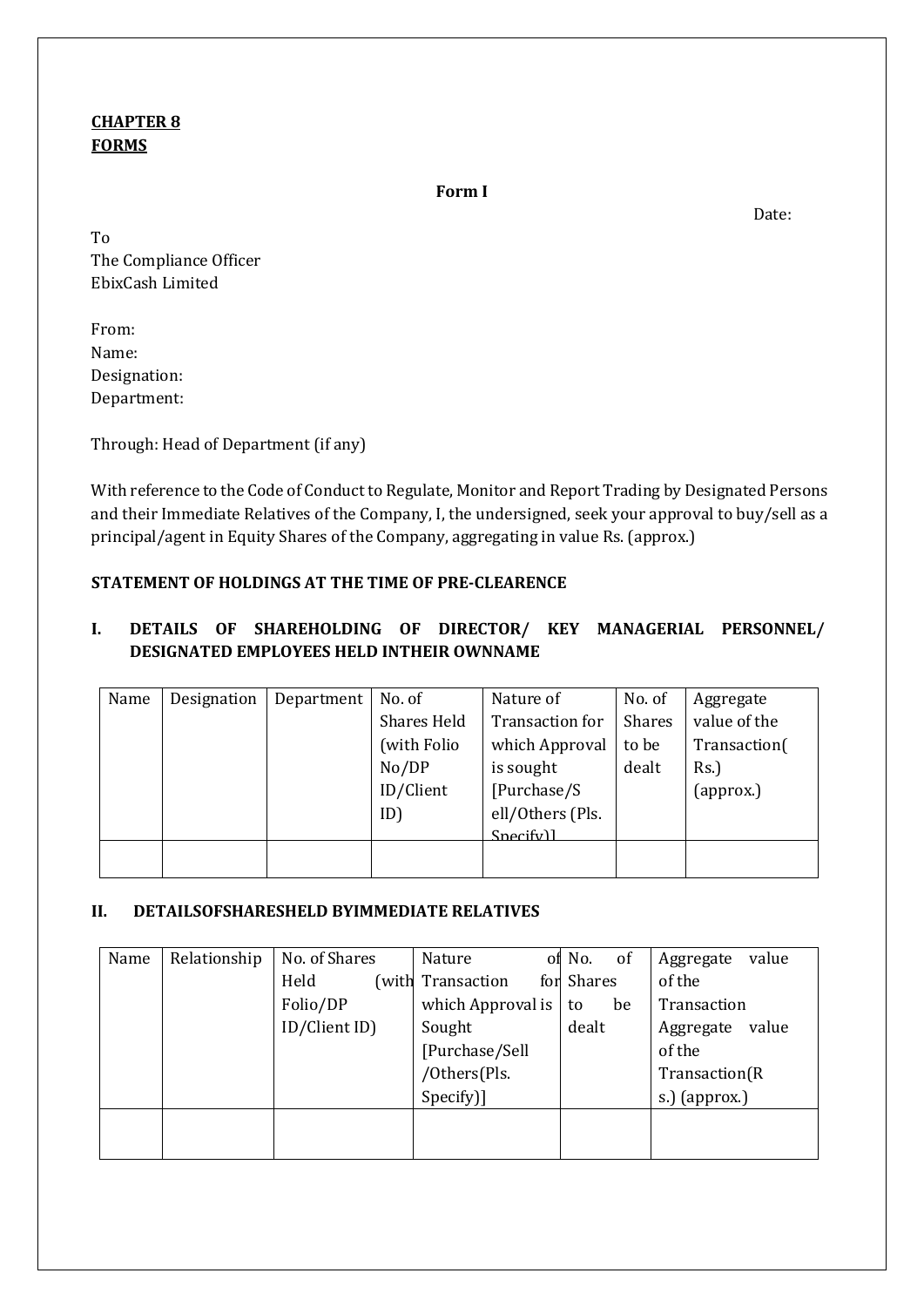**CHAPTER 8**
**FORMS**

**Form I**

Date:

To
The Compliance Officer
EbixCash Limited

From:
Name:
Designation:
Department:

Through: Head of Department (if any)

With reference to the Code of Conduct to Regulate, Monitor and Report Trading by Designated Persons and their Immediate Relatives of the Company, I, the undersigned, seek your approval to buy/sell as a principal/agent in Equity Shares of the Company, aggregating in value Rs. (approx.)

**STATEMENT OF HOLDINGS AT THE TIME OF PRE-CLEARENCE**

**I. DETAILS OF SHAREHOLDING OF DIRECTOR/ KEY MANAGERIAL PERSONNEL/ DESIGNATED EMPLOYEES HELD INTHEIR OWNNAME**

| Name | Designation | Department | No. of Shares Held (with Folio No/DP ID/Client ID) | Nature of Transaction for which Approval is sought [Purchase/Sell/Others (Pls. Specify)] | No. of Shares to be dealt | Aggregate value of the Transaction( Rs.) (approx.) |
|---|---|---|---|---|---|---|
| | | | | | | |

**II. DETAILSOFSHARESHELD BYIMMEDIATE RELATIVES**

| Name | Relationship | No. of Shares Held (with Folio/DP ID/Client ID) | Nature of Transaction for which Approval is Sought [Purchase/Sell /Others(Pls. Specify)] | No. of Shares to be dealt | Aggregate value of the Transaction Aggregate value of the Transaction(Rs.) (approx.) |
|---|---|---|---|---|---|
| | | | | | |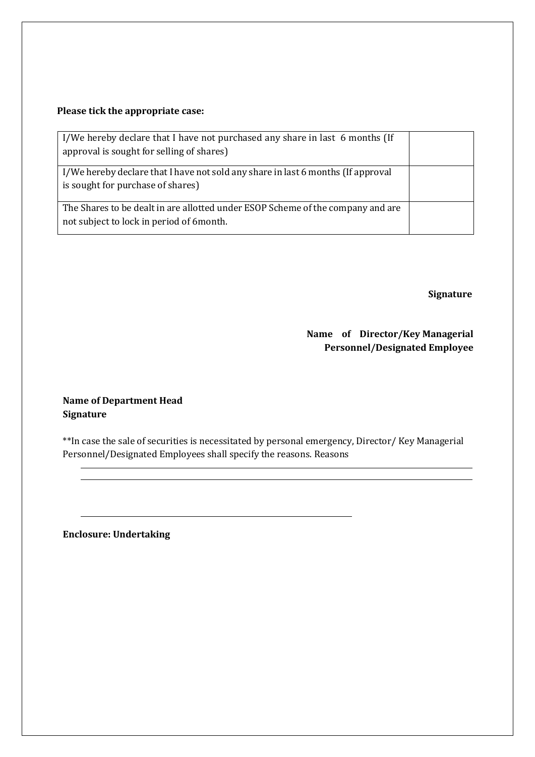**Please tick the appropriate case:**

| | |
|---|---|
| I/We hereby declare that I have not purchased any share in last 6 months (If approval is sought for selling of shares) | |
| I/We hereby declare that I have not sold any share in last 6 months (If approval is sought for purchase of shares) | |
| The Shares to be dealt in are allotted under ESOP Scheme of the company and are not subject to lock in period of 6month. | |

**Signature**

**Name of Director/Key Managerial Personnel/Designated Employee**

**Name of Department Head**
**Signature**

**In case the sale of securities is necessitated by personal emergency, Director/ Key Managerial Personnel/Designated Employees shall specify the reasons. Reasons

______________________________________________________________________________
______________________________________________________________________________

____________________________________________________

**Enclosure: Undertaking**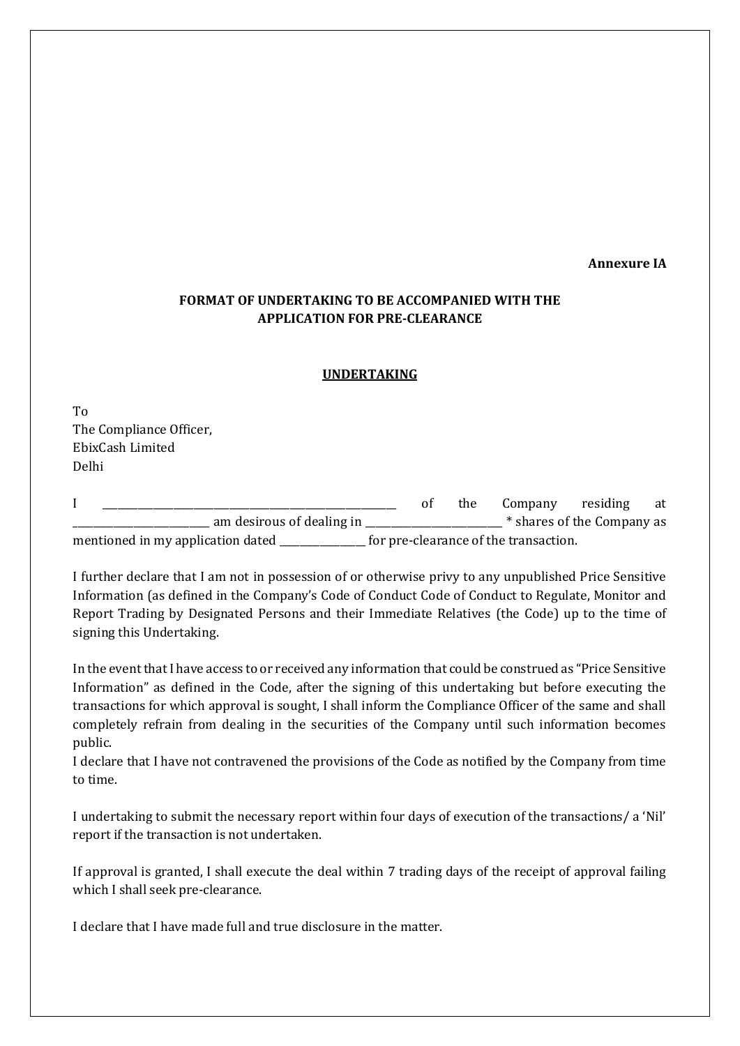**Annexure IA**

**FORMAT OF UNDERTAKING TO BE ACCOMPANIED WITH THE APPLICATION FOR PRE-CLEARANCE**

**UNDERTAKING**

To
The Compliance Officer,
EbixCash Limited
Delhi

I _______________________________________________ of the Company residing at _____________________ am desirous of dealing in ____________________ * shares of the Company as mentioned in my application dated _____________ for pre-clearance of the transaction.

I further declare that I am not in possession of or otherwise privy to any unpublished Price Sensitive Information (as defined in the Company's Code of Conduct Code of Conduct to Regulate, Monitor and Report Trading by Designated Persons and their Immediate Relatives (the Code) up to the time of signing this Undertaking.

In the event that I have access to or received any information that could be construed as "Price Sensitive Information" as defined in the Code, after the signing of this undertaking but before executing the transactions for which approval is sought, I shall inform the Compliance Officer of the same and shall completely refrain from dealing in the securities of the Company until such information becomes public.
I declare that I have not contravened the provisions of the Code as notified by the Company from time to time.

I undertaking to submit the necessary report within four days of execution of the transactions/ a 'Nil' report if the transaction is not undertaken.

If approval is granted, I shall execute the deal within 7 trading days of the receipt of approval failing which I shall seek pre-clearance.

I declare that I have made full and true disclosure in the matter.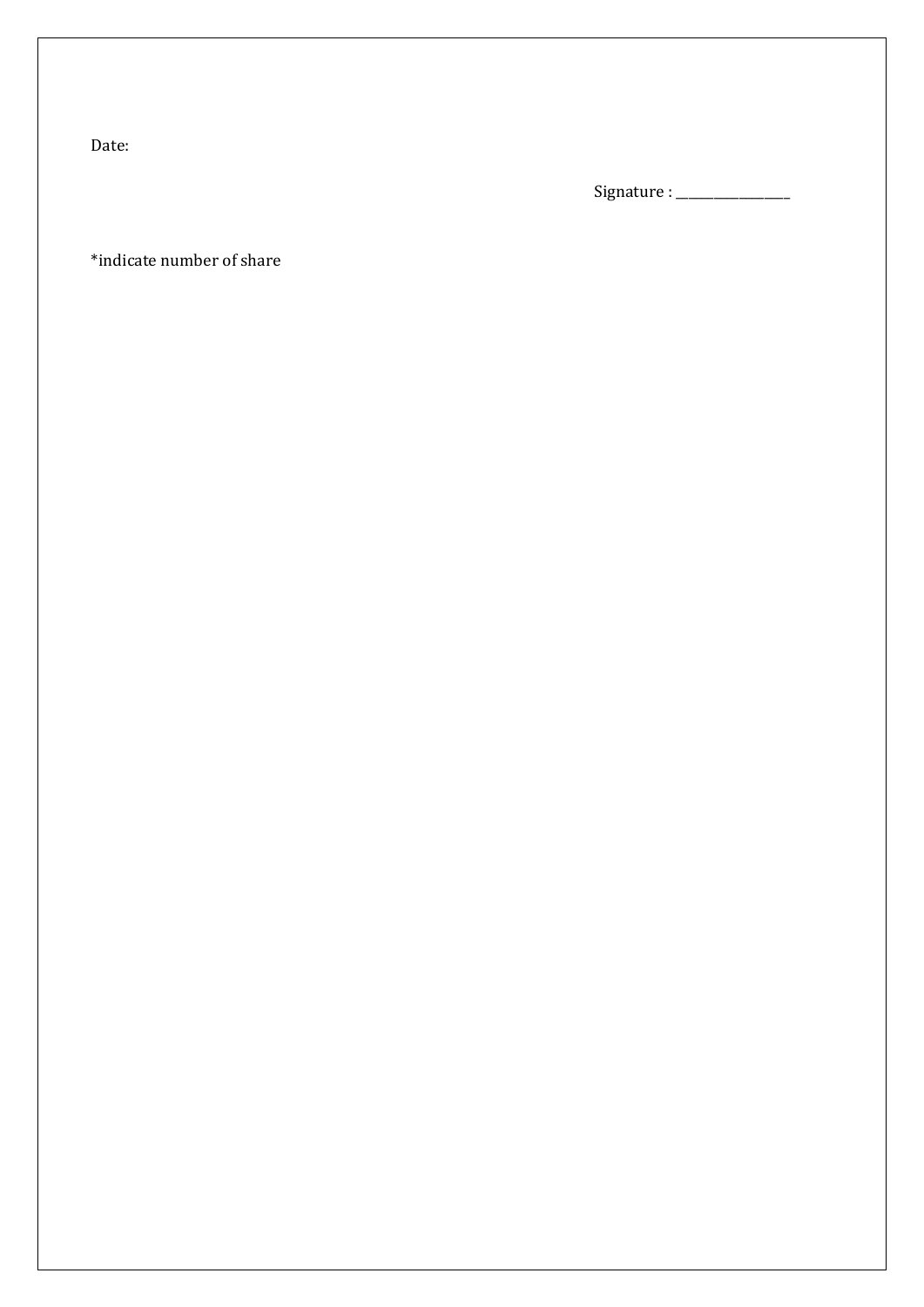Date:

Signature : ________________

*indicate number of share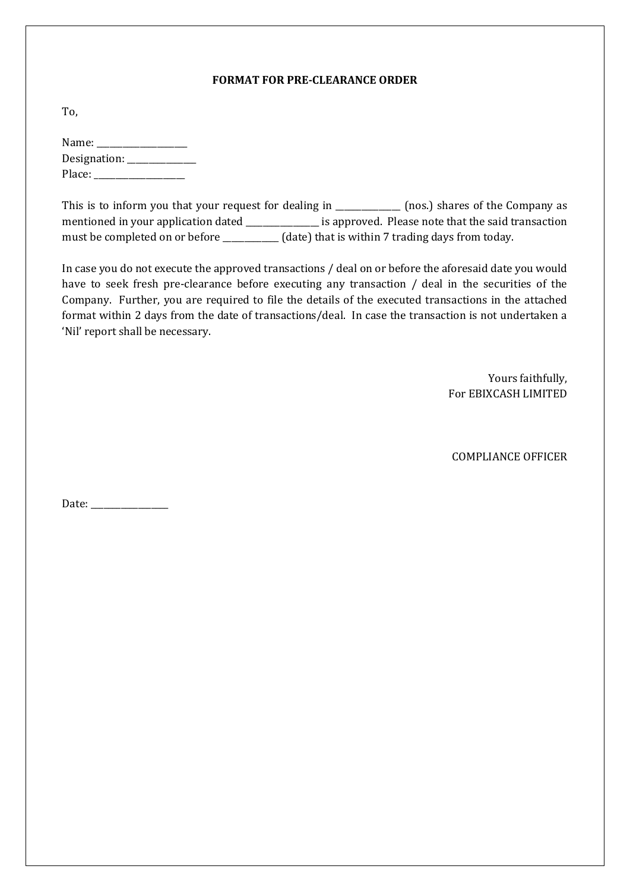**FORMAT FOR PRE-CLEARANCE ORDER**

To,

Name: ____________________
Designation: _______________
Place: ____________________

This is to inform you that your request for dealing in _______________ (nos.) shares of the Company as mentioned in your application dated ________________ is approved. Please note that the said transaction must be completed on or before _____________ (date) that is within 7 trading days from today.

In case you do not execute the approved transactions / deal on or before the aforesaid date you would have to seek fresh pre-clearance before executing any transaction / deal in the securities of the Company. Further, you are required to file the details of the executed transactions in the attached format within 2 days from the date of transactions/deal. In case the transaction is not undertaken a 'Nil' report shall be necessary.

Yours faithfully,
For EBIXCASH LIMITED

COMPLIANCE OFFICER

Date: _________________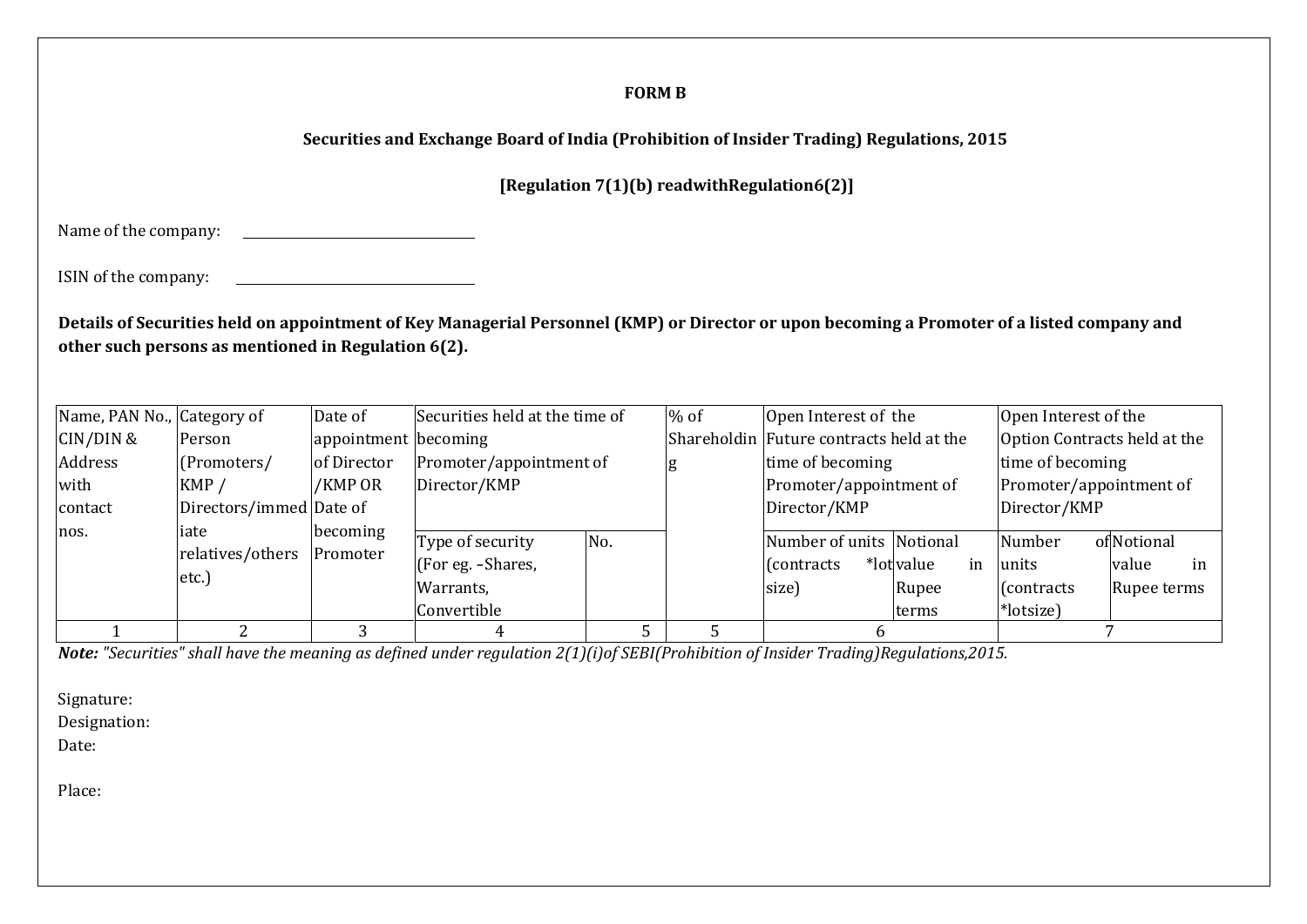**FORM B**

**Securities and Exchange Board of India (Prohibition of Insider Trading) Regulations, 2015**

**[Regulation 7(1)(b) readwithRegulation6(2)]**

Name of the company: ______________________________

ISIN of the company: ______________________________

**Details of Securities held on appointment of Key Managerial Personnel (KMP) or Director or upon becoming a Promoter of a listed company and other such persons as mentioned in Regulation 6(2).**

| Name, PAN No., CIN/DIN & Address with contact nos. | Category of Person (Promoters/ KMP / Directors/immediate relatives/others etc.) | Date of appointment of Director /KMP OR Date of becoming Promoter | Securities held at the time of becoming Promoter/appointment of Director/KMP | | % of Shareholding | Open Interest of the Future contracts held at the time of becoming Promoter/appointment of Director/KMP | | Open Interest of the Option Contracts held at the time of becoming Promoter/appointment of Director/KMP | |
|---|---|---|---|---|---|---|---|---|---|
| | | | Type of security (For eg. –Shares, Warrants, Convertible | No. | | Number of units (contracts *lot size) | Notional value in Rupee terms | Number of units (contracts *lotsize) | Notional value in Rupee terms |
| 1 | 2 | 3 | 4 | 5 | 5 | 6 | | 7 | |

***Note:*** *"Securities" shall have the meaning as defined under regulation 2(1)(i)of SEBI(Prohibition of Insider Trading)Regulations,2015.*

Signature:
Designation:
Date:

Place: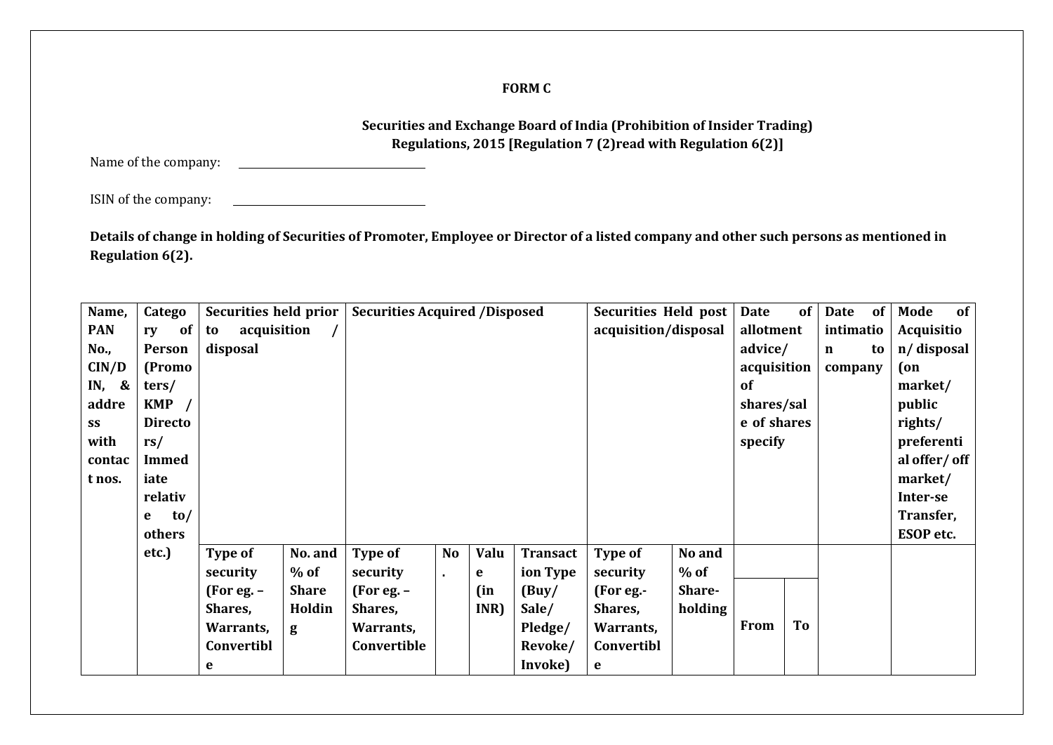**FORM C**

**Securities and Exchange Board of India (Prohibition of Insider Trading) Regulations, 2015 [Regulation 7 (2)read with Regulation 6(2)]**

Name of the company: ______________________

ISIN of the company: ______________________

**Details of change in holding of Securities of Promoter, Employee or Director of a listed company and other such persons as mentioned in Regulation 6(2).**

| Name, PAN No., CIN/DIN, & address with contact nos. | Category of Person (Promoters/ KMP / Directors/ Immediate relative to/ others etc.) | Securities held prior to acquisition / disposal | | Securities Acquired /Disposed | | | | Securities Held post acquisition/disposal | | Date of allotment advice/ acquisition of shares/sale of shares specify | | Date of intimation to company | Mode of Acquisition/ disposal (on market/ public rights/ preferential offer/ off market/ Inter-se Transfer, ESOP etc. |
|---|---|---|---|---|---|---|---|---|---|---|---|---|---|
| | | Type of security (For eg. – Shares, Warrants, Convertible | No. and % of Share Holding | Type of security (For eg. – Shares, Warrants, Convertible | No. | Value (in INR) | Transaction Type (Buy/ Sale/ Pledge/ Revoke/ Invoke) | Type of security (For eg.- Shares, Warrants, Convertible | No and % of Share-holding | From | To | | |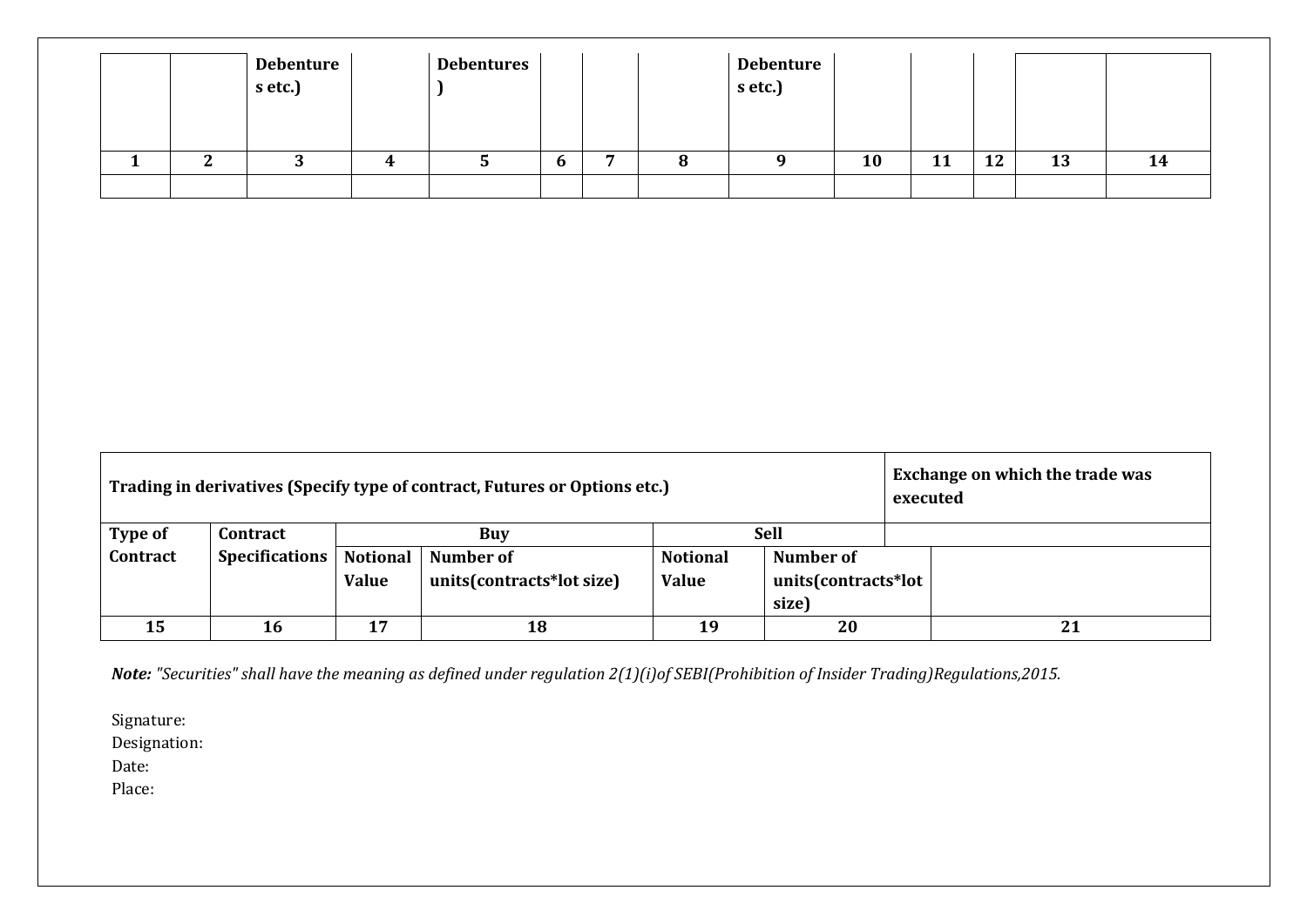| | | | | | | | | | | | | | |
|---|---|---|---|---|---|---|---|---|---|---|---|---|---|
| | | **Debentures etc.)** | | **Debentures)** | | | | **Debentures etc.)** | | | | | |
| **1** | **2** | **3** | **4** | **5** | **6** | **7** | **8** | **9** | **10** | **11** | **12** | **13** | **14** |
| | | | | | | | | | | | | | |

| **Trading in derivatives (Specify type of contract, Futures or Options etc.)** | | | | | | **Exchange on which the trade was executed** |
|---|---|---|---|---|---|---|
| **Type of Contract** | **Contract Specifications** | **Buy** | | **Sell** | | |
| | | **Notional Value** | **Number of units(contracts*lot size)** | **Notional Value** | **Number of units(contracts*lot size)** | |
| **15** | **16** | **17** | **18** | **19** | **20** | **21** |

***Note:*** *"Securities" shall have the meaning as defined under regulation 2(1)(i)of SEBI(Prohibition of Insider Trading)Regulations,2015.*

Signature:
Designation:
Date:
Place: